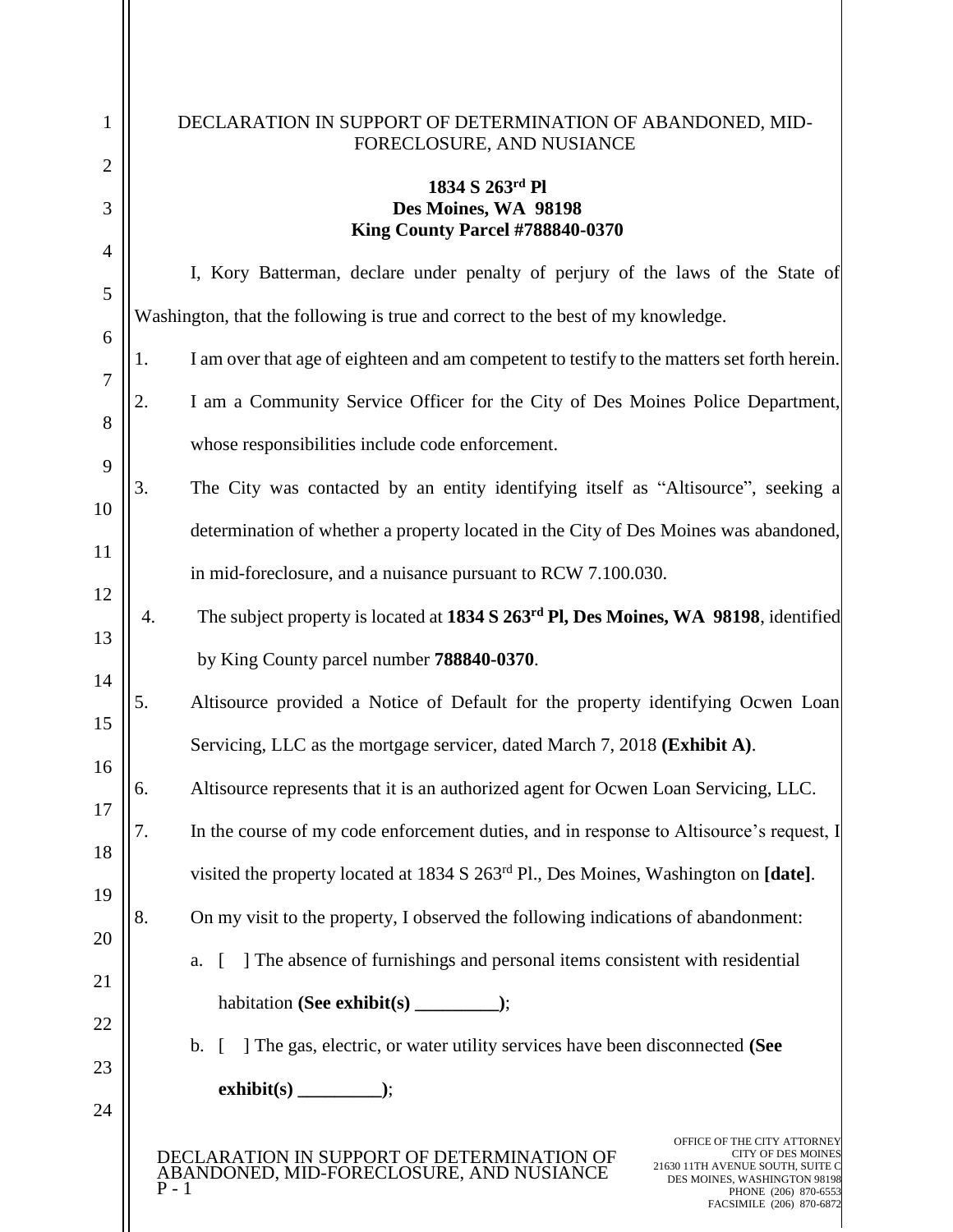# DECLARATION IN SUPPORT OF DETERMINATION OF ABANDONED, MID-FORECLOSURE, AND NUSIANCE

**1834 S 263rd Pl**
**Des Moines, WA 98198**
**King County Parcel #788840-0370**

I, Kory Batterman, declare under penalty of perjury of the laws of the State of Washington, that the following is true and correct to the best of my knowledge.

1. I am over that age of eighteen and am competent to testify to the matters set forth herein.
2. I am a Community Service Officer for the City of Des Moines Police Department, whose responsibilities include code enforcement.
3. The City was contacted by an entity identifying itself as "Altisource", seeking a determination of whether a property located in the City of Des Moines was abandoned, in mid-foreclosure, and a nuisance pursuant to RCW 7.100.030.
4. The subject property is located at **1834 S 263rd Pl, Des Moines, WA 98198**, identified by King County parcel number **788840-0370**.
5. Altisource provided a Notice of Default for the property identifying Ocwen Loan Servicing, LLC as the mortgage servicer, dated March 7, 2018 **(Exhibit A)**.
6. Altisource represents that it is an authorized agent for Ocwen Loan Servicing, LLC.
7. In the course of my code enforcement duties, and in response to Altisource's request, I visited the property located at 1834 S 263rd Pl., Des Moines, Washington on **[date]**.
8. On my visit to the property, I observed the following indications of abandonment:
   a. [ ] The absence of furnishings and personal items consistent with residential habitation **(See exhibit(s) _________)**;
   b. [ ] The gas, electric, or water utility services have been disconnected **(See exhibit(s) _________)**;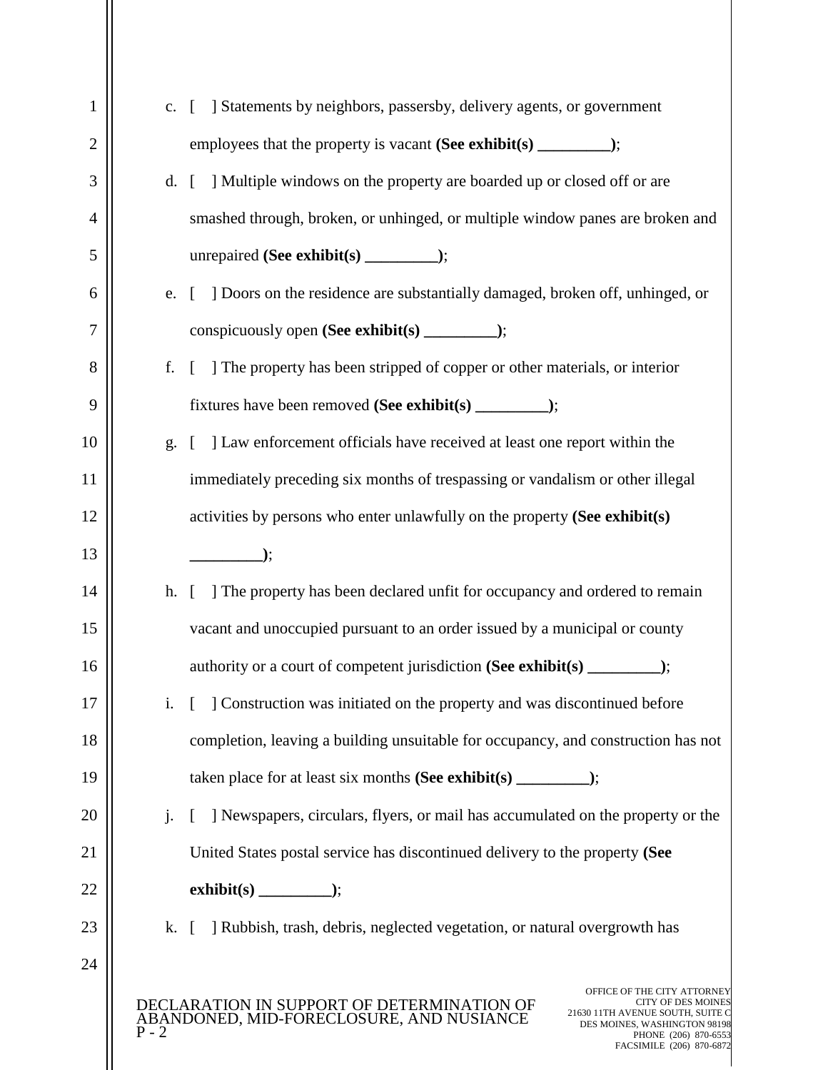c. [ ] Statements by neighbors, passersby, delivery agents, or government employees that the property is vacant **(See exhibit(s) _________)**;

d. [ ] Multiple windows on the property are boarded up or closed off or are smashed through, broken, or unhinged, or multiple window panes are broken and unrepaired **(See exhibit(s) _________)**;

e. [ ] Doors on the residence are substantially damaged, broken off, unhinged, or conspicuously open **(See exhibit(s) _________)**;

f. [ ] The property has been stripped of copper or other materials, or interior fixtures have been removed **(See exhibit(s) _________)**;

g. [ ] Law enforcement officials have received at least one report within the immediately preceding six months of trespassing or vandalism or other illegal activities by persons who enter unlawfully on the property **(See exhibit(s) _________)**;

h. [ ] The property has been declared unfit for occupancy and ordered to remain vacant and unoccupied pursuant to an order issued by a municipal or county authority or a court of competent jurisdiction **(See exhibit(s) _________)**;

i. [ ] Construction was initiated on the property and was discontinued before completion, leaving a building unsuitable for occupancy, and construction has not taken place for at least six months **(See exhibit(s) _________)**;

j. [ ] Newspapers, circulars, flyers, or mail has accumulated on the property or the United States postal service has discontinued delivery to the property **(See exhibit(s) _________)**;

k. [ ] Rubbish, trash, debris, neglected vegetation, or natural overgrowth has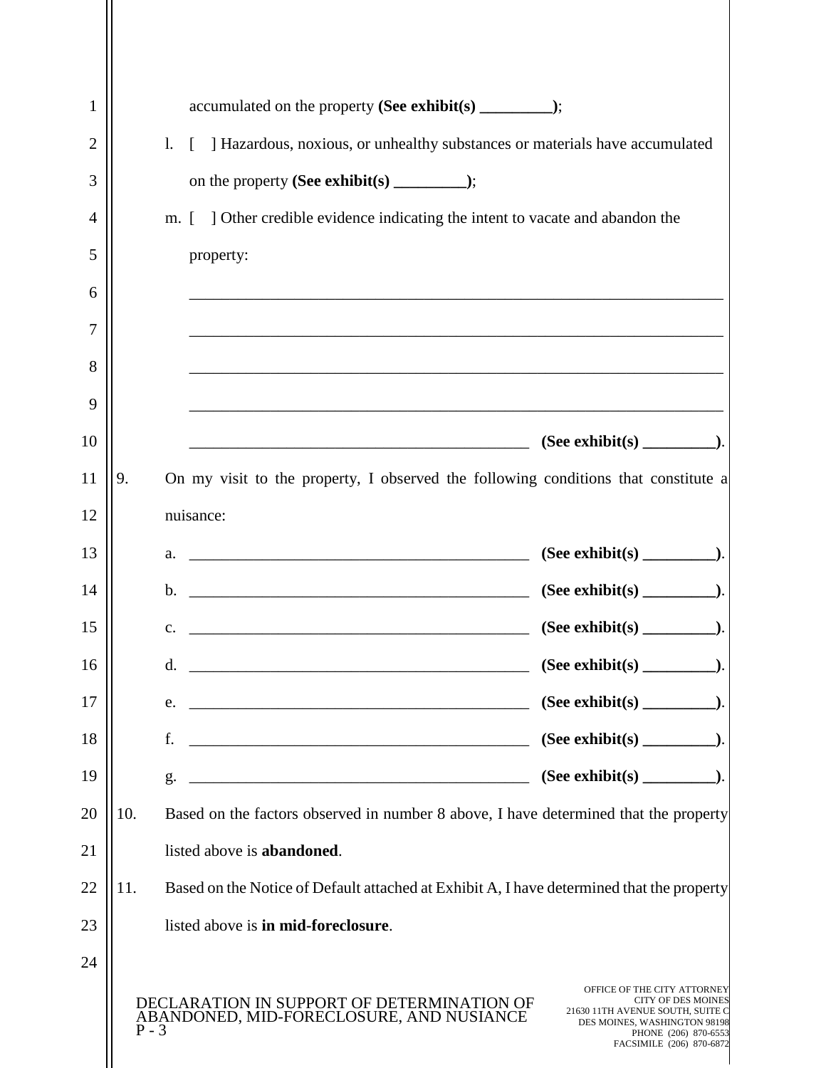accumulated on the property **(See exhibit(s) _________)**;

l. [ ] Hazardous, noxious, or unhealthy substances or materials have accumulated on the property **(See exhibit(s) _________)**;

m. [ ] Other credible evidence indicating the intent to vacate and abandon the property:

___________________________________________________________________

___________________________________________________________________

___________________________________________________________________

___________________________________________________________________

___________________________________________ **(See exhibit(s) _________)**.

9. On my visit to the property, I observed the following conditions that constitute a nuisance:

a. ___________________________________________ **(See exhibit(s) _________)**.

b. ___________________________________________ **(See exhibit(s) _________)**.

c. ___________________________________________ **(See exhibit(s) _________)**.

d. ___________________________________________ **(See exhibit(s) _________)**.

e. ___________________________________________ **(See exhibit(s) _________)**.

f. ___________________________________________ **(See exhibit(s) _________)**.

g. ___________________________________________ **(See exhibit(s) _________)**.

10. Based on the factors observed in number 8 above, I have determined that the property listed above is **abandoned**.

11. Based on the Notice of Default attached at Exhibit A, I have determined that the property listed above is **in mid-foreclosure**.

DECLARATION IN SUPPORT OF DETERMINATION OF ABANDONED, MID-FORECLOSURE, AND NUSIANCE
P - 3

OFFICE OF THE CITY ATTORNEY
CITY OF DES MOINES
21630 11TH AVENUE SOUTH, SUITE C
DES MOINES, WASHINGTON 98198
PHONE (206) 870-6553
FACSIMILE (206) 870-6872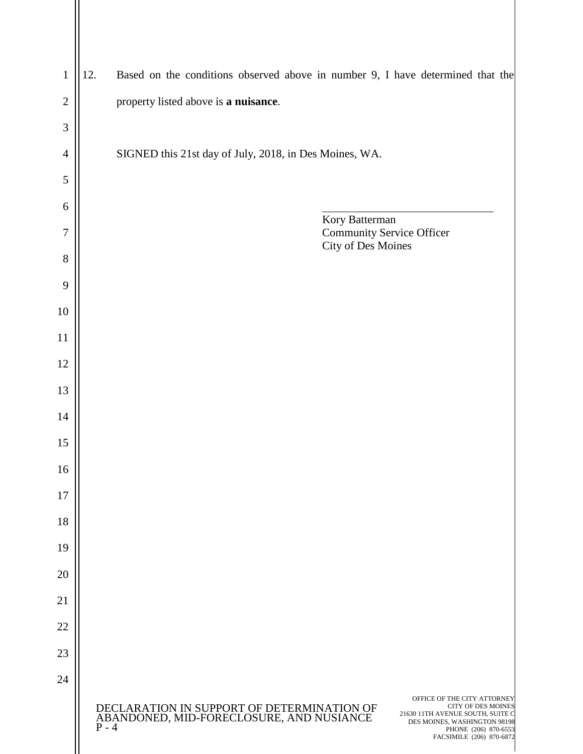12. Based on the conditions observed above in number 9, I have determined that the property listed above is **a nuisance**.

SIGNED this 21st day of July, 2018, in Des Moines, WA.

\_\_\_\_\_\_\_\_\_\_\_\_\_\_\_\_\_\_\_\_\_\_\_\_\_\_\_\_\_\_\_\_

Kory Batterman
Community Service Officer
City of Des Moines